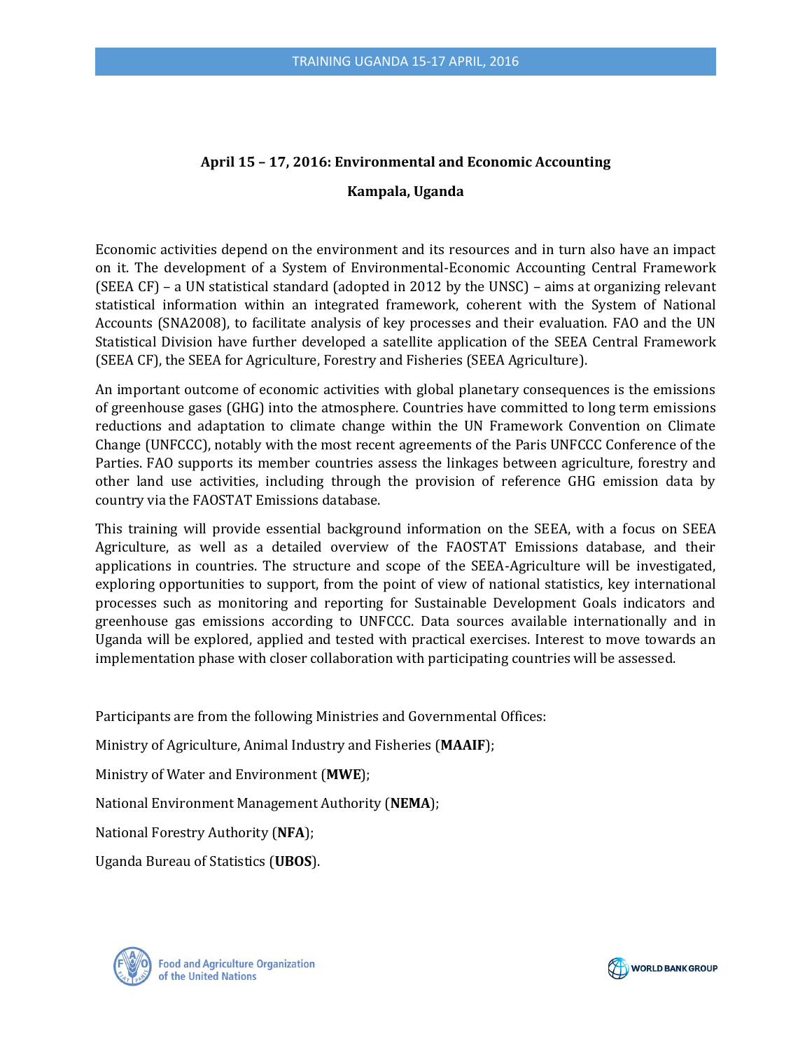**April 15 – 17, 2016: Environmental and Economic Accounting**

**Kampala, Uganda**

Economic activities depend on the environment and its resources and in turn also have an impact on it. The development of a System of Environmental-Economic Accounting Central Framework (SEEA CF) – a UN statistical standard (adopted in 2012 by the UNSC) – aims at organizing relevant statistical information within an integrated framework, coherent with the System of National Accounts (SNA2008), to facilitate analysis of key processes and their evaluation. FAO and the UN Statistical Division have further developed a satellite application of the SEEA Central Framework (SEEA CF), the SEEA for Agriculture, Forestry and Fisheries (SEEA Agriculture).

An important outcome of economic activities with global planetary consequences is the emissions of greenhouse gases (GHG) into the atmosphere. Countries have committed to long term emissions reductions and adaptation to climate change within the UN Framework Convention on Climate Change (UNFCCC), notably with the most recent agreements of the Paris UNFCCC Conference of the Parties. FAO supports its member countries assess the linkages between agriculture, forestry and other land use activities, including through the provision of reference GHG emission data by country via the FAOSTAT Emissions database.

This training will provide essential background information on the SEEA, with a focus on SEEA Agriculture, as well as a detailed overview of the FAOSTAT Emissions database, and their applications in countries. The structure and scope of the SEEA-Agriculture will be investigated, exploring opportunities to support, from the point of view of national statistics, key international processes such as monitoring and reporting for Sustainable Development Goals indicators and greenhouse gas emissions according to UNFCCC. Data sources available internationally and in Uganda will be explored, applied and tested with practical exercises. Interest to move towards an implementation phase with closer collaboration with participating countries will be assessed.

Participants are from the following Ministries and Governmental Offices:

Ministry of Agriculture, Animal Industry and Fisheries (**MAAIF**);

Ministry of Water and Environment (**MWE**);

National Environment Management Authority (**NEMA**);

National Forestry Authority (**NFA**);

Uganda Bureau of Statistics (**UBOS**).

Food and Agriculture Organization of the United Nations

WORLD BANK GROUP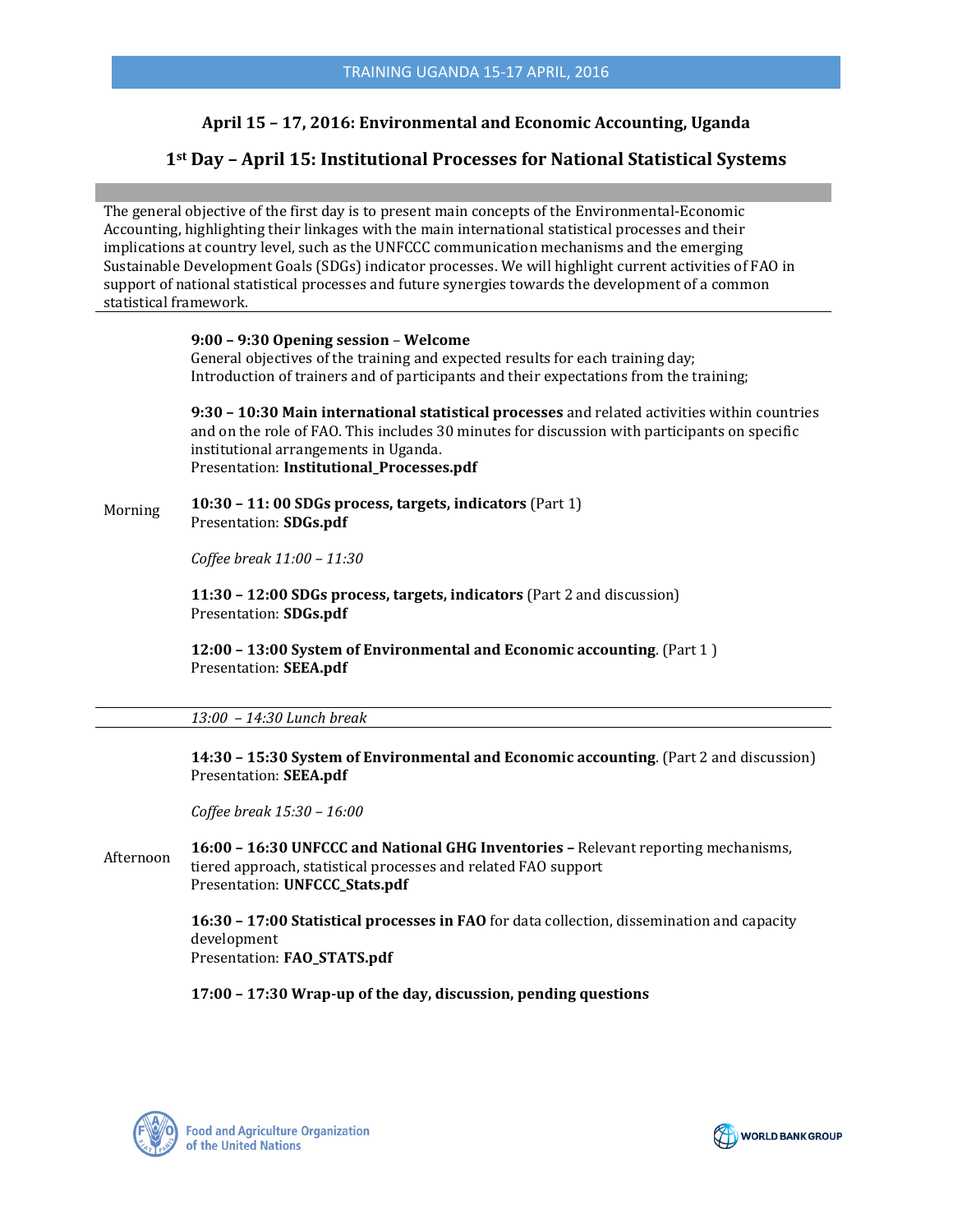## April 15 – 17, 2016: Environmental and Economic Accounting, Uganda

## 1st Day – April 15: Institutional Processes for National Statistical Systems

The general objective of the first day is to present main concepts of the Environmental-Economic Accounting, highlighting their linkages with the main international statistical processes and their implications at country level, such as the UNFCCC communication mechanisms and the emerging Sustainable Development Goals (SDGs) indicator processes. We will highlight current activities of FAO in support of national statistical processes and future synergies towards the development of a common statistical framework.

### Morning

**9:00 – 9:30 Opening session** – **Welcome**
General objectives of the training and expected results for each training day;
Introduction of trainers and of participants and their expectations from the training;

**9:30 – 10:30 Main international statistical processes** and related activities within countries and on the role of FAO. This includes 30 minutes for discussion with participants on specific institutional arrangements in Uganda.
Presentation: **Institutional_Processes.pdf**

**10:30 – 11: 00 SDGs process, targets, indicators** (Part 1)
Presentation: **SDGs.pdf**

*Coffee break 11:00 – 11:30*

**11:30 – 12:00 SDGs process, targets, indicators** (Part 2 and discussion)
Presentation: **SDGs.pdf**

**12:00 – 13:00 System of Environmental and Economic accounting**. (Part 1 )
Presentation: **SEEA.pdf**

*13:00 – 14:30 Lunch break*

### Afternoon

**14:30 – 15:30 System of Environmental and Economic accounting**. (Part 2 and discussion)
Presentation: **SEEA.pdf**

*Coffee break 15:30 – 16:00*

**16:00 – 16:30 UNFCCC and National GHG Inventories –** Relevant reporting mechanisms, tiered approach, statistical processes and related FAO support
Presentation: **UNFCCC_Stats.pdf**

**16:30 – 17:00 Statistical processes in FAO** for data collection, dissemination and capacity development
Presentation: **FAO_STATS.pdf**

**17:00 – 17:30 Wrap-up of the day, discussion, pending questions**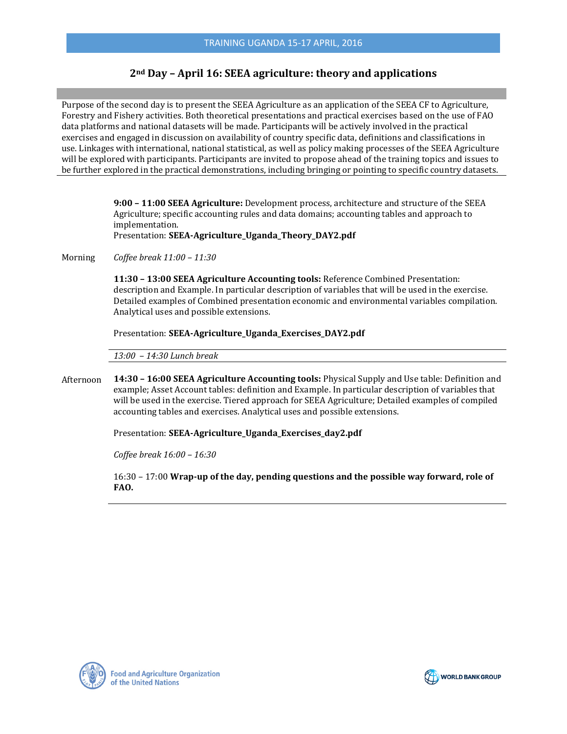TRAINING UGANDA 15-17 APRIL, 2016

## 2nd Day – April 16: SEEA agriculture: theory and applications

Purpose of the second day is to present the SEEA Agriculture as an application of the SEEA CF to Agriculture, Forestry and Fishery activities. Both theoretical presentations and practical exercises based on the use of FAO data platforms and national datasets will be made. Participants will be actively involved in the practical exercises and engaged in discussion on availability of country specific data, definitions and classifications in use. Linkages with international, national statistical, as well as policy making processes of the SEEA Agriculture will be explored with participants. Participants are invited to propose ahead of the training topics and issues to be further explored in the practical demonstrations, including bringing or pointing to specific country datasets.

**Morning**

**9:00 – 11:00 SEEA Agriculture:** Development process, architecture and structure of the SEEA Agriculture; specific accounting rules and data domains; accounting tables and approach to implementation.
Presentation: **SEEA-Agriculture_Uganda_Theory_DAY2.pdf**

*Coffee break 11:00 – 11:30*

**11:30 – 13:00 SEEA Agriculture Accounting tools:** Reference Combined Presentation: description and Example. In particular description of variables that will be used in the exercise. Detailed examples of Combined presentation economic and environmental variables compilation. Analytical uses and possible extensions.

Presentation: **SEEA-Agriculture_Uganda_Exercises_DAY2.pdf**

*13:00 – 14:30 Lunch break*

**Afternoon**

**14:30 – 16:00 SEEA Agriculture Accounting tools:** Physical Supply and Use table: Definition and example; Asset Account tables: definition and Example. In particular description of variables that will be used in the exercise. Tiered approach for SEEA Agriculture; Detailed examples of compiled accounting tables and exercises. Analytical uses and possible extensions.

Presentation: **SEEA-Agriculture_Uganda_Exercises_day2.pdf**

*Coffee break 16:00 – 16:30*

16:30 – 17:00 **Wrap-up of the day, pending questions and the possible way forward, role of FAO.**

Food and Agriculture Organization of the United Nations

WORLD BANK GROUP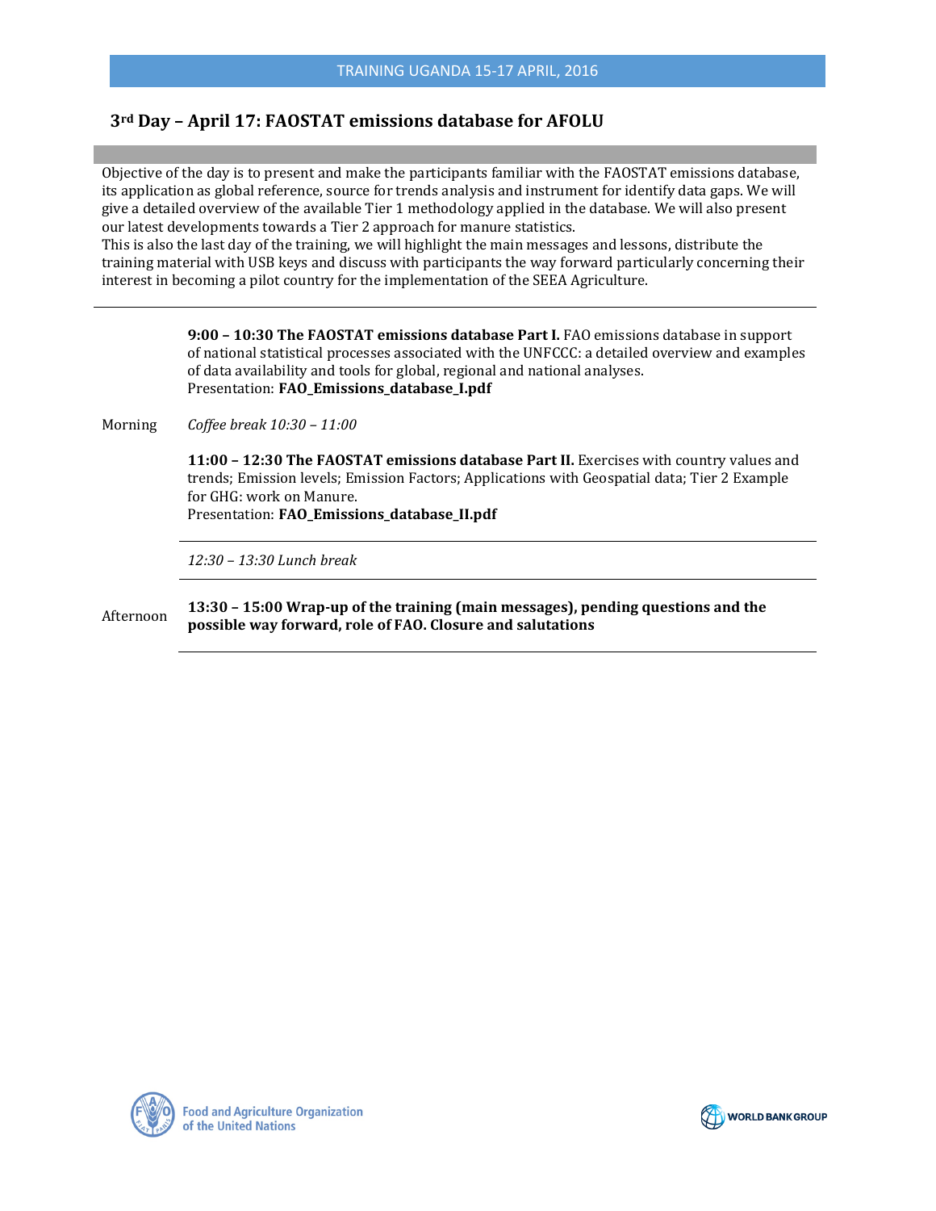## 3rd Day – April 17: FAOSTAT emissions database for AFOLU

Objective of the day is to present and make the participants familiar with the FAOSTAT emissions database, its application as global reference, source for trends analysis and instrument for identify data gaps. We will give a detailed overview of the available Tier 1 methodology applied in the database. We will also present our latest developments towards a Tier 2 approach for manure statistics.
This is also the last day of the training, we will highlight the main messages and lessons, distribute the training material with USB keys and discuss with participants the way forward particularly concerning their interest in becoming a pilot country for the implementation of the SEEA Agriculture.

| | |
|---|---|
| Morning | **9:00 – 10:30 The FAOSTAT emissions database Part I.** FAO emissions database in support of national statistical processes associated with the UNFCCC: a detailed overview and examples of data availability and tools for global, regional and national analyses.<br>Presentation: **FAO_Emissions_database_I.pdf** |
| | *Coffee break 10:30 – 11:00* |
| | **11:00 – 12:30 The FAOSTAT emissions database Part II.** Exercises with country values and trends; Emission levels; Emission Factors; Applications with Geospatial data; Tier 2 Example for GHG: work on Manure.<br>Presentation: **FAO_Emissions_database_II.pdf** |
| | *12:30 – 13:30 Lunch break* |
| Afternoon | **13:30 – 15:00 Wrap-up of the training (main messages), pending questions and the possible way forward, role of FAO. Closure and salutations** |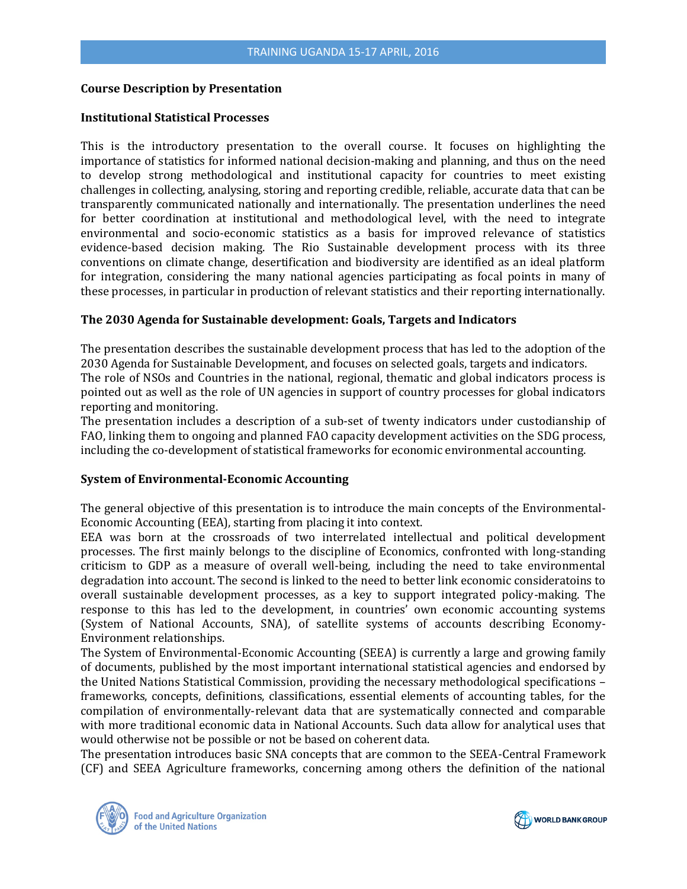**Course Description by Presentation**

**Institutional Statistical Processes**

This is the introductory presentation to the overall course. It focuses on highlighting the importance of statistics for informed national decision-making and planning, and thus on the need to develop strong methodological and institutional capacity for countries to meet existing challenges in collecting, analysing, storing and reporting credible, reliable, accurate data that can be transparently communicated nationally and internationally. The presentation underlines the need for better coordination at institutional and methodological level, with the need to integrate environmental and socio-economic statistics as a basis for improved relevance of statistics evidence-based decision making. The Rio Sustainable development process with its three conventions on climate change, desertification and biodiversity are identified as an ideal platform for integration, considering the many national agencies participating as focal points in many of these processes, in particular in production of relevant statistics and their reporting internationally.

**The 2030 Agenda for Sustainable development: Goals, Targets and Indicators**

The presentation describes the sustainable development process that has led to the adoption of the 2030 Agenda for Sustainable Development, and focuses on selected goals, targets and indicators.
The role of NSOs and Countries in the national, regional, thematic and global indicators process is pointed out as well as the role of UN agencies in support of country processes for global indicators reporting and monitoring.
The presentation includes a description of a sub-set of twenty indicators under custodianship of FAO, linking them to ongoing and planned FAO capacity development activities on the SDG process, including the co-development of statistical frameworks for economic environmental accounting.

**System of Environmental-Economic Accounting**

The general objective of this presentation is to introduce the main concepts of the Environmental-Economic Accounting (EEA), starting from placing it into context.
EEA was born at the crossroads of two interrelated intellectual and political development processes. The first mainly belongs to the discipline of Economics, confronted with long-standing criticism to GDP as a measure of overall well-being, including the need to take environmental degradation into account. The second is linked to the need to better link economic consideratoins to overall sustainable development processes, as a key to support integrated policy-making. The response to this has led to the development, in countries' own economic accounting systems (System of National Accounts, SNA), of satellite systems of accounts describing Economy-Environment relationships.
The System of Environmental-Economic Accounting (SEEA) is currently a large and growing family of documents, published by the most important international statistical agencies and endorsed by the United Nations Statistical Commission, providing the necessary methodological specifications – frameworks, concepts, definitions, classifications, essential elements of accounting tables, for the compilation of environmentally-relevant data that are systematically connected and comparable with more traditional economic data in National Accounts. Such data allow for analytical uses that would otherwise not be possible or not be based on coherent data.
The presentation introduces basic SNA concepts that are common to the SEEA-Central Framework (CF) and SEEA Agriculture frameworks, concerning among others the definition of the national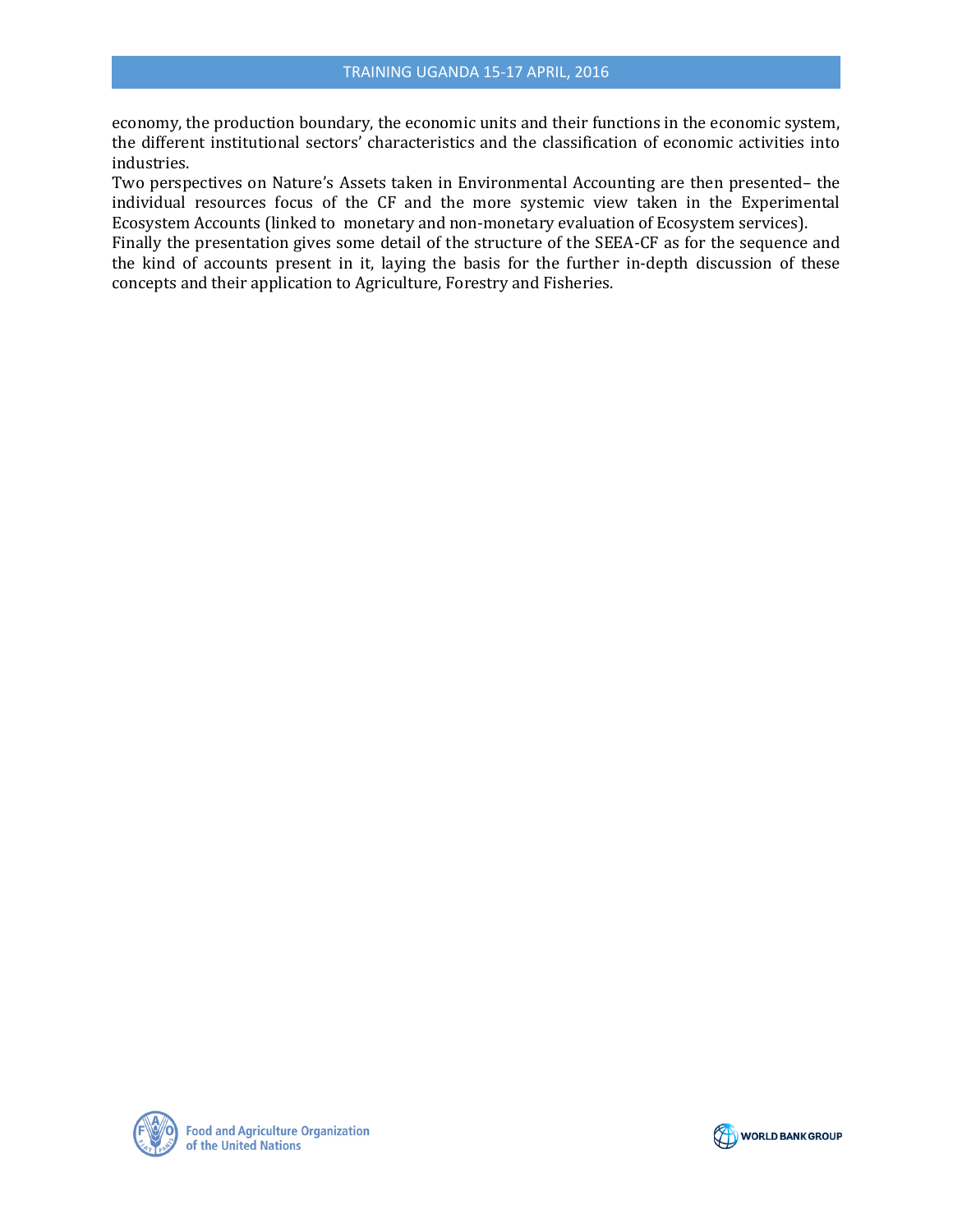economy, the production boundary, the economic units and their functions in the economic system, the different institutional sectors' characteristics and the classification of economic activities into industries.

Two perspectives on Nature's Assets taken in Environmental Accounting are then presented– the individual resources focus of the CF and the more systemic view taken in the Experimental Ecosystem Accounts (linked to monetary and non-monetary evaluation of Ecosystem services).

Finally the presentation gives some detail of the structure of the SEEA-CF as for the sequence and the kind of accounts present in it, laying the basis for the further in-depth discussion of these concepts and their application to Agriculture, Forestry and Fisheries.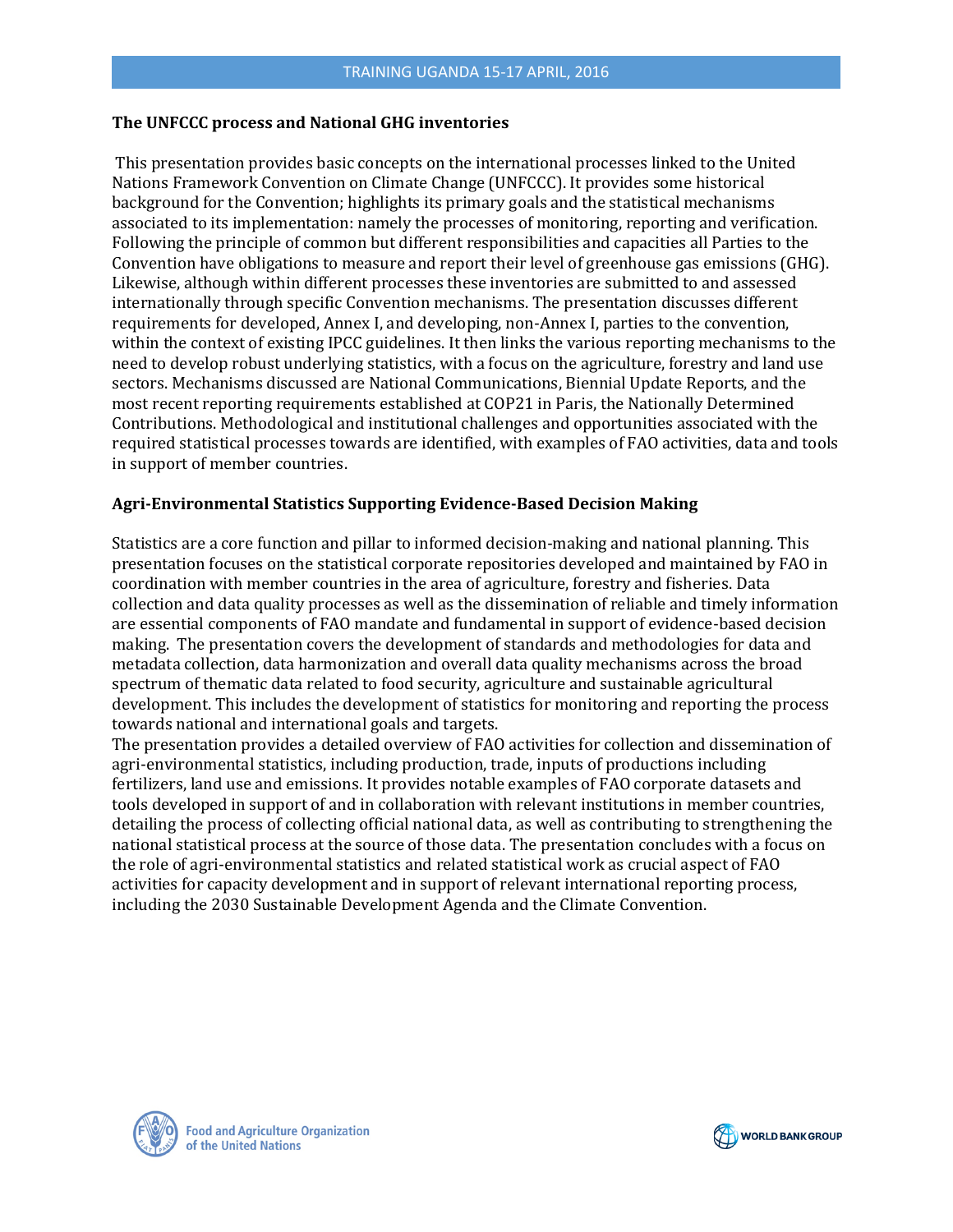## The UNFCCC process and National GHG inventories

This presentation provides basic concepts on the international processes linked to the United Nations Framework Convention on Climate Change (UNFCCC). It provides some historical background for the Convention; highlights its primary goals and the statistical mechanisms associated to its implementation: namely the processes of monitoring, reporting and verification. Following the principle of common but different responsibilities and capacities all Parties to the Convention have obligations to measure and report their level of greenhouse gas emissions (GHG). Likewise, although within different processes these inventories are submitted to and assessed internationally through specific Convention mechanisms. The presentation discusses different requirements for developed, Annex I, and developing, non-Annex I, parties to the convention, within the context of existing IPCC guidelines. It then links the various reporting mechanisms to the need to develop robust underlying statistics, with a focus on the agriculture, forestry and land use sectors. Mechanisms discussed are National Communications, Biennial Update Reports, and the most recent reporting requirements established at COP21 in Paris, the Nationally Determined Contributions. Methodological and institutional challenges and opportunities associated with the required statistical processes towards are identified, with examples of FAO activities, data and tools in support of member countries.

## Agri-Environmental Statistics Supporting Evidence-Based Decision Making

Statistics are a core function and pillar to informed decision-making and national planning. This presentation focuses on the statistical corporate repositories developed and maintained by FAO in coordination with member countries in the area of agriculture, forestry and fisheries. Data collection and data quality processes as well as the dissemination of reliable and timely information are essential components of FAO mandate and fundamental in support of evidence-based decision making. The presentation covers the development of standards and methodologies for data and metadata collection, data harmonization and overall data quality mechanisms across the broad spectrum of thematic data related to food security, agriculture and sustainable agricultural development. This includes the development of statistics for monitoring and reporting the process towards national and international goals and targets.

The presentation provides a detailed overview of FAO activities for collection and dissemination of agri-environmental statistics, including production, trade, inputs of productions including fertilizers, land use and emissions. It provides notable examples of FAO corporate datasets and tools developed in support of and in collaboration with relevant institutions in member countries, detailing the process of collecting official national data, as well as contributing to strengthening the national statistical process at the source of those data. The presentation concludes with a focus on the role of agri-environmental statistics and related statistical work as crucial aspect of FAO activities for capacity development and in support of relevant international reporting process, including the 2030 Sustainable Development Agenda and the Climate Convention.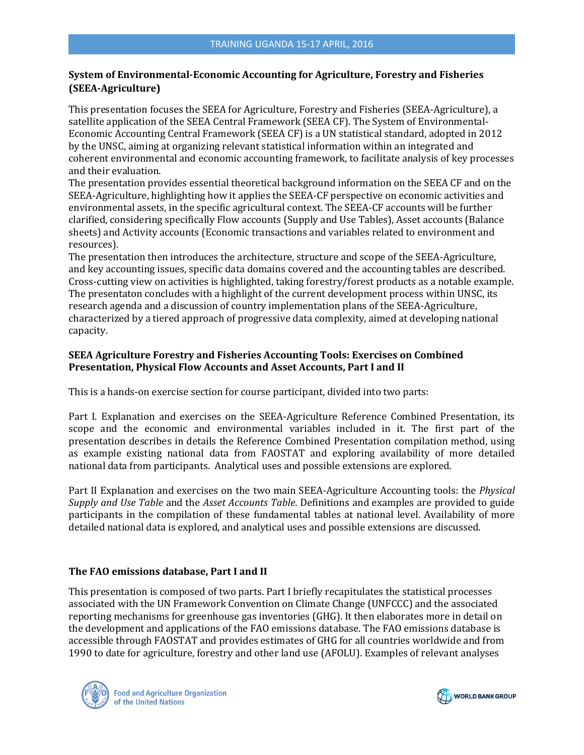**System of Environmental-Economic Accounting for Agriculture, Forestry and Fisheries (SEEA-Agriculture)**

This presentation focuses the SEEA for Agriculture, Forestry and Fisheries (SEEA-Agriculture), a satellite application of the SEEA Central Framework (SEEA CF). The System of Environmental-Economic Accounting Central Framework (SEEA CF) is a UN statistical standard, adopted in 2012 by the UNSC, aiming at organizing relevant statistical information within an integrated and coherent environmental and economic accounting framework, to facilitate analysis of key processes and their evaluation.
The presentation provides essential theoretical background information on the SEEA CF and on the SEEA-Agriculture, highlighting how it applies the SEEA-CF perspective on economic activities and environmental assets, in the specific agricultural context. The SEEA-CF accounts will be further clarified, considering specifically Flow accounts (Supply and Use Tables), Asset accounts (Balance sheets) and Activity accounts (Economic transactions and variables related to environment and resources).
The presentation then introduces the architecture, structure and scope of the SEEA-Agriculture, and key accounting issues, specific data domains covered and the accounting tables are described. Cross-cutting view on activities is highlighted, taking forestry/forest products as a notable example. The presentaton concludes with a highlight of the current development process within UNSC, its research agenda and a discussion of country implementation plans of the SEEA-Agriculture, characterized by a tiered approach of progressive data complexity, aimed at developing national capacity.

**SEEA Agriculture Forestry and Fisheries Accounting Tools: Exercises on Combined Presentation, Physical Flow Accounts and Asset Accounts, Part I and II**

This is a hands-on exercise section for course participant, divided into two parts:

Part I. Explanation and exercises on the SEEA-Agriculture Reference Combined Presentation, its scope and the economic and environmental variables included in it. The first part of the presentation describes in details the Reference Combined Presentation compilation method, using as example existing national data from FAOSTAT and exploring availability of more detailed national data from participants. Analytical uses and possible extensions are explored.

Part II Explanation and exercises on the two main SEEA-Agriculture Accounting tools: the *Physical Supply and Use Table* and the *Asset Accounts Table*. Definitions and examples are provided to guide participants in the compilation of these fundamental tables at national level. Availability of more detailed national data is explored, and analytical uses and possible extensions are discussed.

**The FAO emissions database, Part I and II**

This presentation is composed of two parts. Part I briefly recapitulates the statistical processes associated with the UN Framework Convention on Climate Change (UNFCCC) and the associated reporting mechanisms for greenhouse gas inventories (GHG). It then elaborates more in detail on the development and applications of the FAO emissions database. The FAO emissions database is accessible through FAOSTAT and provides estimates of GHG for all countries worldwide and from 1990 to date for agriculture, forestry and other land use (AFOLU). Examples of relevant analyses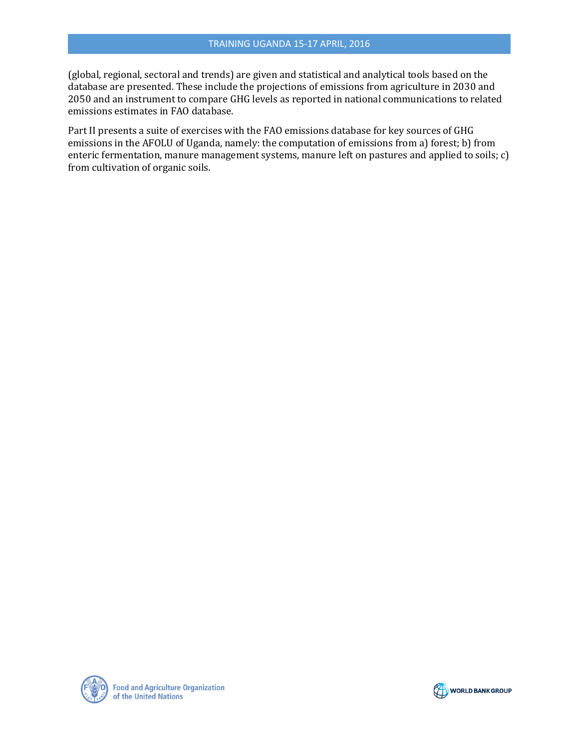(global, regional, sectoral and trends) are given and statistical and analytical tools based on the database are presented. These include the projections of emissions from agriculture in 2030 and 2050 and an instrument to compare GHG levels as reported in national communications to related emissions estimates in FAO database.

Part II presents a suite of exercises with the FAO emissions database for key sources of GHG emissions in the AFOLU of Uganda, namely: the computation of emissions from a) forest; b) from enteric fermentation, manure management systems, manure left on pastures and applied to soils; c) from cultivation of organic soils.